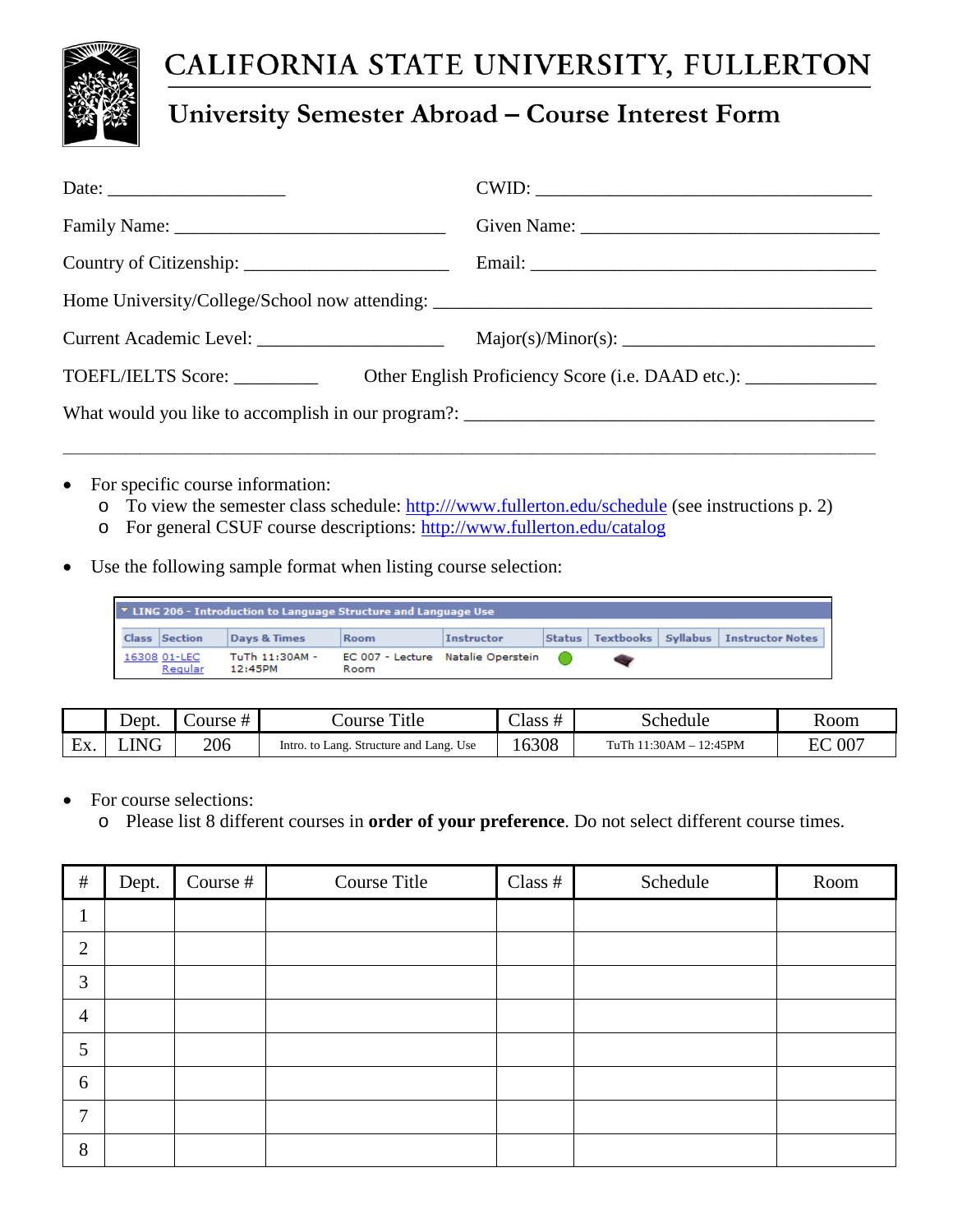# CALIFORNIA STATE UNIVERSITY, FULLERTON

## University Semester Abroad – Course Interest Form

Date: ___________________ CWID: ____________________________________

Family Name: _____________________________ Given Name: ________________________________

Country of Citizenship: ______________________ Email: _____________________________________

Home University/College/School now attending: ______________________________________________

Current Academic Level: ____________________ Major(s)/Minor(s): __________________________

TOEFL/IELTS Score: _________ Other English Proficiency Score (i.e. DAAD etc.): ______________

What would you like to accomplish in our program?: _____________________________________________

_____________________________________________________________________________________

- For specific course information:
  - To view the semester class schedule: http:///www.fullerton.edu/schedule (see instructions p. 2)
  - For general CSUF course descriptions: http://www.fullerton.edu/catalog

- Use the following sample format when listing course selection:

**LING 206 - Introduction to Language Structure and Language Use**

| Class | Section | Days & Times | Room | Instructor | Status | Textbooks | Syllabus | Instructor Notes |
|---|---|---|---|---|---|---|---|---|
| 16308 | 01-LEC Regular | TuTh 11:30AM - 12:45PM | EC 007 - Lecture Room | Natalie Operstein | | | | |

| | Dept. | Course # | Course Title | Class # | Schedule | Room |
|---|---|---|---|---|---|---|
| Ex. | LING | 206 | Intro. to Lang. Structure and Lang. Use | 16308 | TuTh 11:30AM – 12:45PM | EC 007 |

- For course selections:
  - Please list 8 different courses in **order of your preference**. Do not select different course times.

| # | Dept. | Course # | Course Title | Class # | Schedule | Room |
|---|---|---|---|---|---|---|
| 1 | | | | | | |
| 2 | | | | | | |
| 3 | | | | | | |
| 4 | | | | | | |
| 5 | | | | | | |
| 6 | | | | | | |
| 7 | | | | | | |
| 8 | | | | | | |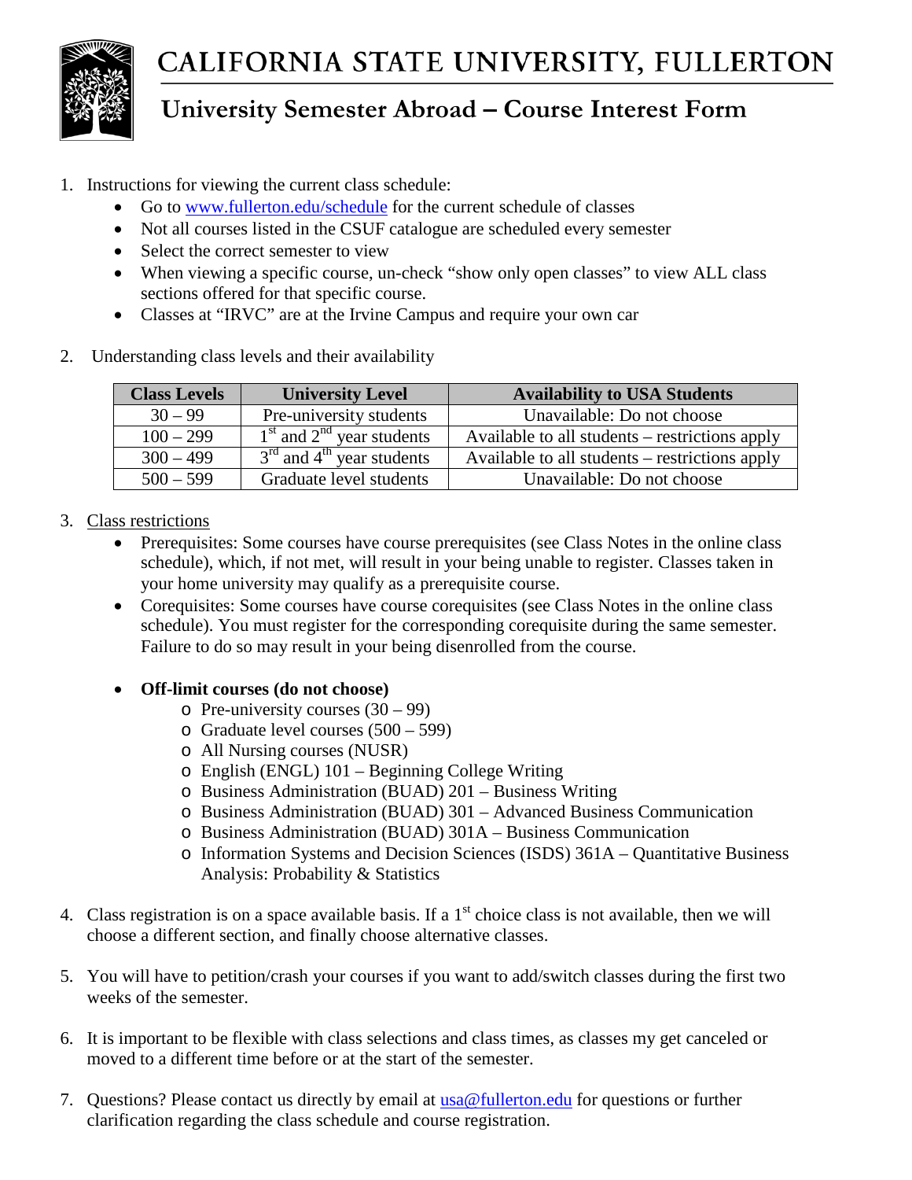# CALIFORNIA STATE UNIVERSITY, FULLERTON

## University Semester Abroad – Course Interest Form

1. Instructions for viewing the current class schedule:
   - Go to www.fullerton.edu/schedule for the current schedule of classes
   - Not all courses listed in the CSUF catalogue are scheduled every semester
   - Select the correct semester to view
   - When viewing a specific course, un-check "show only open classes" to view ALL class sections offered for that specific course.
   - Classes at "IRVC" are at the Irvine Campus and require your own car

2. Understanding class levels and their availability

| Class Levels | University Level | Availability to USA Students |
|---|---|---|
| 30 – 99 | Pre-university students | Unavailable: Do not choose |
| 100 – 299 | 1st and 2nd year students | Available to all students – restrictions apply |
| 300 – 499 | 3rd and 4th year students | Available to all students – restrictions apply |
| 500 – 599 | Graduate level students | Unavailable: Do not choose |

3. Class restrictions
   - Prerequisites: Some courses have course prerequisites (see Class Notes in the online class schedule), which, if not met, will result in your being unable to register. Classes taken in your home university may qualify as a prerequisite course.
   - Corequisites: Some courses have course corequisites (see Class Notes in the online class schedule). You must register for the corresponding corequisite during the same semester. Failure to do so may result in your being disenrolled from the course.

   - **Off-limit courses (do not choose)**
     - Pre-university courses (30 – 99)
     - Graduate level courses (500 – 599)
     - All Nursing courses (NUSR)
     - English (ENGL) 101 – Beginning College Writing
     - Business Administration (BUAD) 201 – Business Writing
     - Business Administration (BUAD) 301 – Advanced Business Communication
     - Business Administration (BUAD) 301A – Business Communication
     - Information Systems and Decision Sciences (ISDS) 361A – Quantitative Business Analysis: Probability & Statistics

4. Class registration is on a space available basis. If a 1st choice class is not available, then we will choose a different section, and finally choose alternative classes.

5. You will have to petition/crash your courses if you want to add/switch classes during the first two weeks of the semester.

6. It is important to be flexible with class selections and class times, as classes my get canceled or moved to a different time before or at the start of the semester.

7. Questions? Please contact us directly by email at usa@fullerton.edu for questions or further clarification regarding the class schedule and course registration.